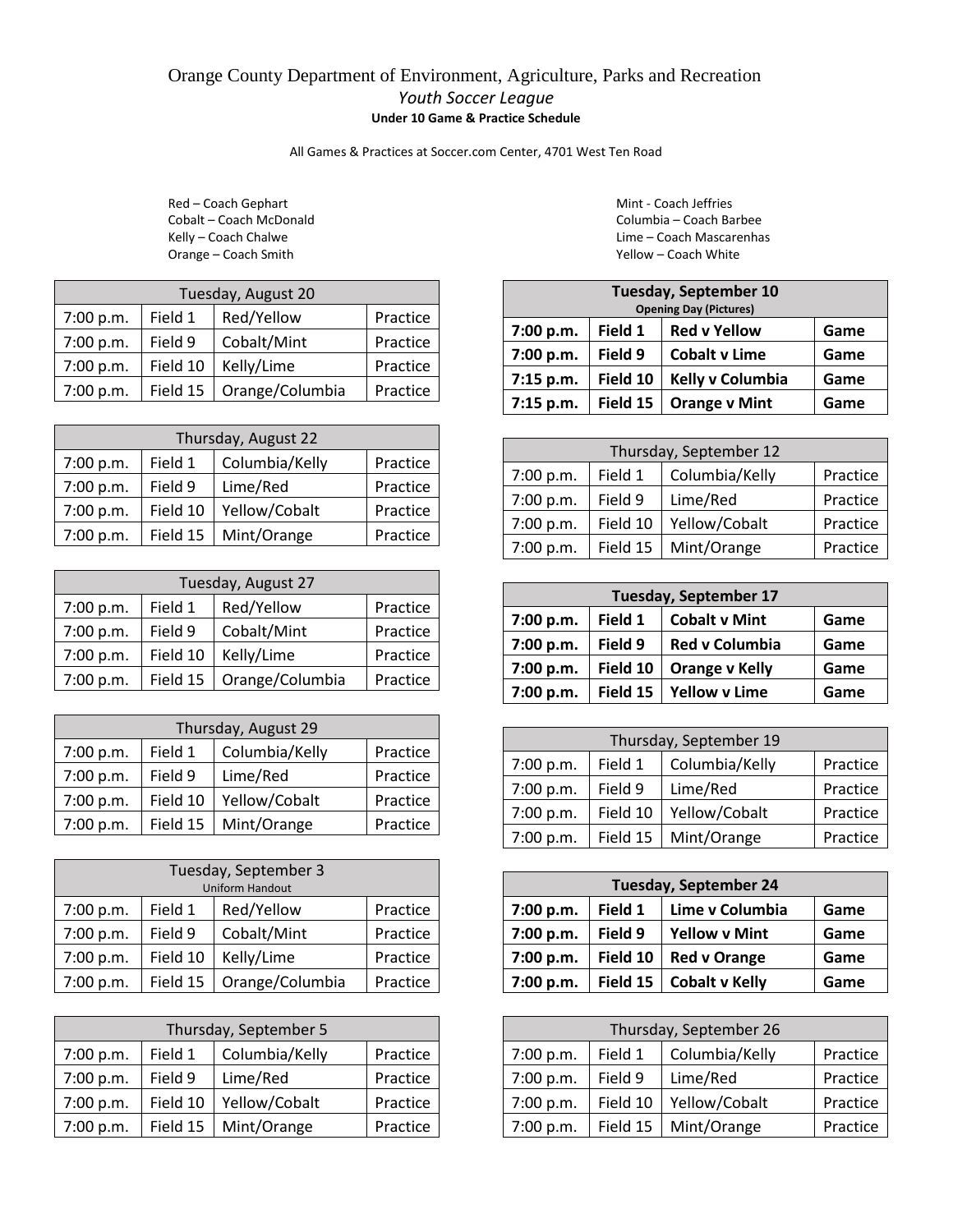# Orange County Department of Environment, Agriculture, Parks and Recreation

## *Youth Soccer League*

### **Under 10 Game & Practice Schedule**

All Games & Practices at Soccer.com Center, 4701 West Ten Road

Red – Coach Gephart
Cobalt – Coach McDonald
Kelly – Coach Chalwe
Orange – Coach Smith

Mint - Coach Jeffries
Columbia – Coach Barbee
Lime – Coach Mascarenhas
Yellow – Coach White

| Tuesday, August 20 | | | |
|---|---|---|---|
| 7:00 p.m. | Field 1 | Red/Yellow | Practice |
| 7:00 p.m. | Field 9 | Cobalt/Mint | Practice |
| 7:00 p.m. | Field 10 | Kelly/Lime | Practice |
| 7:00 p.m. | Field 15 | Orange/Columbia | Practice |

| Thursday, August 22 | | | |
|---|---|---|---|
| 7:00 p.m. | Field 1 | Columbia/Kelly | Practice |
| 7:00 p.m. | Field 9 | Lime/Red | Practice |
| 7:00 p.m. | Field 10 | Yellow/Cobalt | Practice |
| 7:00 p.m. | Field 15 | Mint/Orange | Practice |

| Tuesday, August 27 | | | |
|---|---|---|---|
| 7:00 p.m. | Field 1 | Red/Yellow | Practice |
| 7:00 p.m. | Field 9 | Cobalt/Mint | Practice |
| 7:00 p.m. | Field 10 | Kelly/Lime | Practice |
| 7:00 p.m. | Field 15 | Orange/Columbia | Practice |

| Thursday, August 29 | | | |
|---|---|---|---|
| 7:00 p.m. | Field 1 | Columbia/Kelly | Practice |
| 7:00 p.m. | Field 9 | Lime/Red | Practice |
| 7:00 p.m. | Field 10 | Yellow/Cobalt | Practice |
| 7:00 p.m. | Field 15 | Mint/Orange | Practice |

| Tuesday, September 3<br>Uniform Handout | | | |
|---|---|---|---|
| 7:00 p.m. | Field 1 | Red/Yellow | Practice |
| 7:00 p.m. | Field 9 | Cobalt/Mint | Practice |
| 7:00 p.m. | Field 10 | Kelly/Lime | Practice |
| 7:00 p.m. | Field 15 | Orange/Columbia | Practice |

| Thursday, September 5 | | | |
|---|---|---|---|
| 7:00 p.m. | Field 1 | Columbia/Kelly | Practice |
| 7:00 p.m. | Field 9 | Lime/Red | Practice |
| 7:00 p.m. | Field 10 | Yellow/Cobalt | Practice |
| 7:00 p.m. | Field 15 | Mint/Orange | Practice |

| **Tuesday, September 10**<br>**Opening Day (Pictures)** | | | |
|---|---|---|---|
| **7:00 p.m.** | **Field 1** | **Red v Yellow** | **Game** |
| **7:00 p.m.** | **Field 9** | **Cobalt v Lime** | **Game** |
| **7:15 p.m.** | **Field 10** | **Kelly v Columbia** | **Game** |
| **7:15 p.m.** | **Field 15** | **Orange v Mint** | **Game** |

| Thursday, September 12 | | | |
|---|---|---|---|
| 7:00 p.m. | Field 1 | Columbia/Kelly | Practice |
| 7:00 p.m. | Field 9 | Lime/Red | Practice |
| 7:00 p.m. | Field 10 | Yellow/Cobalt | Practice |
| 7:00 p.m. | Field 15 | Mint/Orange | Practice |

| **Tuesday, September 17** | | | |
|---|---|---|---|
| **7:00 p.m.** | **Field 1** | **Cobalt v Mint** | **Game** |
| **7:00 p.m.** | **Field 9** | **Red v Columbia** | **Game** |
| **7:00 p.m.** | **Field 10** | **Orange v Kelly** | **Game** |
| **7:00 p.m.** | **Field 15** | **Yellow v Lime** | **Game** |

| Thursday, September 19 | | | |
|---|---|---|---|
| 7:00 p.m. | Field 1 | Columbia/Kelly | Practice |
| 7:00 p.m. | Field 9 | Lime/Red | Practice |
| 7:00 p.m. | Field 10 | Yellow/Cobalt | Practice |
| 7:00 p.m. | Field 15 | Mint/Orange | Practice |

| **Tuesday, September 24** | | | |
|---|---|---|---|
| **7:00 p.m.** | **Field 1** | **Lime v Columbia** | **Game** |
| **7:00 p.m.** | **Field 9** | **Yellow v Mint** | **Game** |
| **7:00 p.m.** | **Field 10** | **Red v Orange** | **Game** |
| **7:00 p.m.** | **Field 15** | **Cobalt v Kelly** | **Game** |

| Thursday, September 26 | | | |
|---|---|---|---|
| 7:00 p.m. | Field 1 | Columbia/Kelly | Practice |
| 7:00 p.m. | Field 9 | Lime/Red | Practice |
| 7:00 p.m. | Field 10 | Yellow/Cobalt | Practice |
| 7:00 p.m. | Field 15 | Mint/Orange | Practice |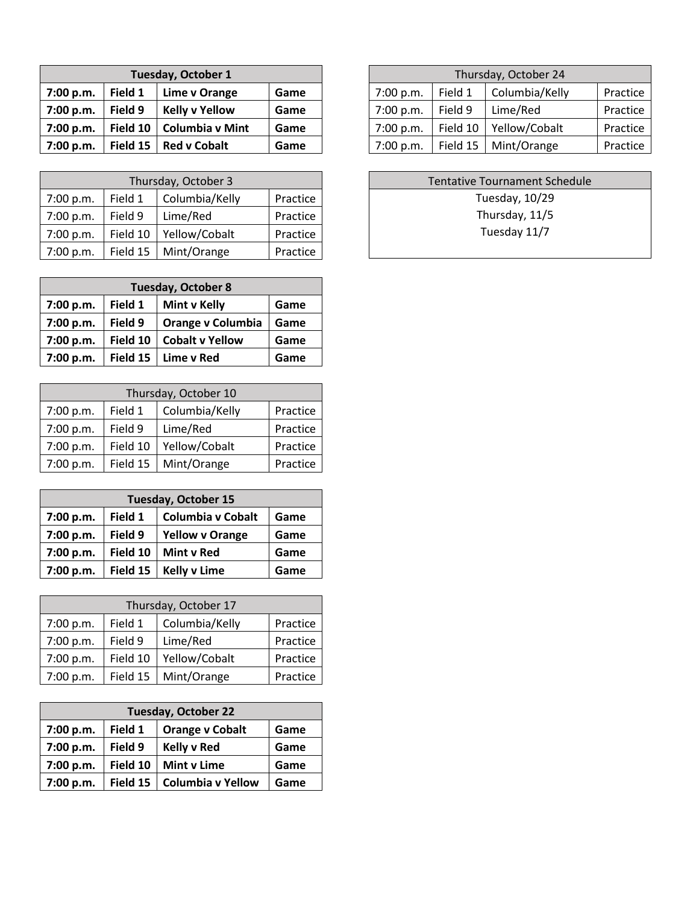| Tuesday, October 1 | | | |
|---|---|---|---|
| **7:00 p.m.** | **Field 1** | **Lime v Orange** | **Game** |
| **7:00 p.m.** | **Field 9** | **Kelly v Yellow** | **Game** |
| **7:00 p.m.** | **Field 10** | **Columbia v Mint** | **Game** |
| **7:00 p.m.** | **Field 15** | **Red v Cobalt** | **Game** |

| Thursday, October 3 | | | |
|---|---|---|---|
| 7:00 p.m. | Field 1 | Columbia/Kelly | Practice |
| 7:00 p.m. | Field 9 | Lime/Red | Practice |
| 7:00 p.m. | Field 10 | Yellow/Cobalt | Practice |
| 7:00 p.m. | Field 15 | Mint/Orange | Practice |

| Tuesday, October 8 | | | |
|---|---|---|---|
| **7:00 p.m.** | **Field 1** | **Mint v Kelly** | **Game** |
| **7:00 p.m.** | **Field 9** | **Orange v Columbia** | **Game** |
| **7:00 p.m.** | **Field 10** | **Cobalt v Yellow** | **Game** |
| **7:00 p.m.** | **Field 15** | **Lime v Red** | **Game** |

| Thursday, October 10 | | | |
|---|---|---|---|
| 7:00 p.m. | Field 1 | Columbia/Kelly | Practice |
| 7:00 p.m. | Field 9 | Lime/Red | Practice |
| 7:00 p.m. | Field 10 | Yellow/Cobalt | Practice |
| 7:00 p.m. | Field 15 | Mint/Orange | Practice |

| Tuesday, October 15 | | | |
|---|---|---|---|
| **7:00 p.m.** | **Field 1** | **Columbia v Cobalt** | **Game** |
| **7:00 p.m.** | **Field 9** | **Yellow v Orange** | **Game** |
| **7:00 p.m.** | **Field 10** | **Mint v Red** | **Game** |
| **7:00 p.m.** | **Field 15** | **Kelly v Lime** | **Game** |

| Thursday, October 17 | | | |
|---|---|---|---|
| 7:00 p.m. | Field 1 | Columbia/Kelly | Practice |
| 7:00 p.m. | Field 9 | Lime/Red | Practice |
| 7:00 p.m. | Field 10 | Yellow/Cobalt | Practice |
| 7:00 p.m. | Field 15 | Mint/Orange | Practice |

| Tuesday, October 22 | | | |
|---|---|---|---|
| **7:00 p.m.** | **Field 1** | **Orange v Cobalt** | **Game** |
| **7:00 p.m.** | **Field 9** | **Kelly v Red** | **Game** |
| **7:00 p.m.** | **Field 10** | **Mint v Lime** | **Game** |
| **7:00 p.m.** | **Field 15** | **Columbia v Yellow** | **Game** |

| Thursday, October 24 | | | |
|---|---|---|---|
| 7:00 p.m. | Field 1 | Columbia/Kelly | Practice |
| 7:00 p.m. | Field 9 | Lime/Red | Practice |
| 7:00 p.m. | Field 10 | Yellow/Cobalt | Practice |
| 7:00 p.m. | Field 15 | Mint/Orange | Practice |

| Tentative Tournament Schedule |
|---|
| Tuesday, 10/29 |
| Thursday, 11/5 |
| Tuesday 11/7 |